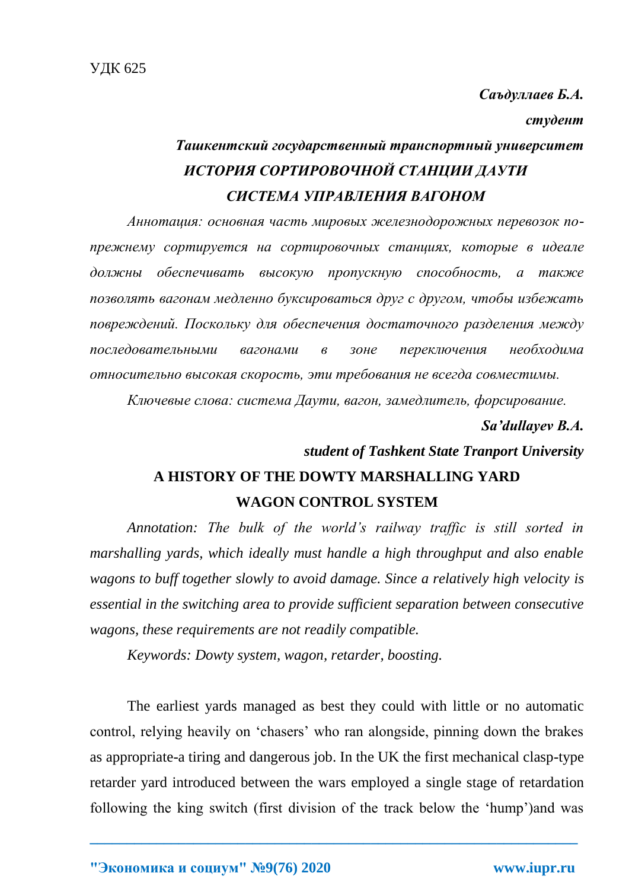УДК 625

***Саъдуллаев Б.А.***

***студент***

***Ташкентский государственный транспортный университет***

# *ИСТОРИЯ СОРТИРОВОЧНОЙ СТАНЦИИ ДАУТИ СИСТЕМА УПРАВЛЕНИЯ ВАГОНОМ*

*Аннотация: основная часть мировых железнодорожных перевозок по-прежнему сортируется на сортировочных станциях, которые в идеале должны обеспечивать высокую пропускную способность, а также позволять вагонам медленно буксироваться друг с другом, чтобы избежать повреждений. Поскольку для обеспечения достаточного разделения между последовательными вагонами в зоне переключения необходима относительно высокая скорость, эти требования не всегда совместимы.*

*Ключевые слова: система Даути, вагон, замедлитель, форсирование.*

***Sa'dullayev B.A.***

***student of Tashkent State Tranport University***

# A HISTORY OF THE DOWTY MARSHALLING YARD WAGON CONTROL SYSTEM

*Annotation: The bulk of the world's railway traffic is still sorted in marshalling yards, which ideally must handle a high throughput and also enable wagons to buff together slowly to avoid damage. Since a relatively high velocity is essential in the switching area to provide sufficient separation between consecutive wagons, these requirements are not readily compatible.*

*Keywords: Dowty system, wagon, retarder, boosting.*

The earliest yards managed as best they could with little or no automatic control, relying heavily on 'chasers' who ran alongside, pinning down the brakes as appropriate-a tiring and dangerous job. In the UK the first mechanical clasp-type retarder yard introduced between the wars employed a single stage of retardation following the king switch (first division of the track below the 'hump')and was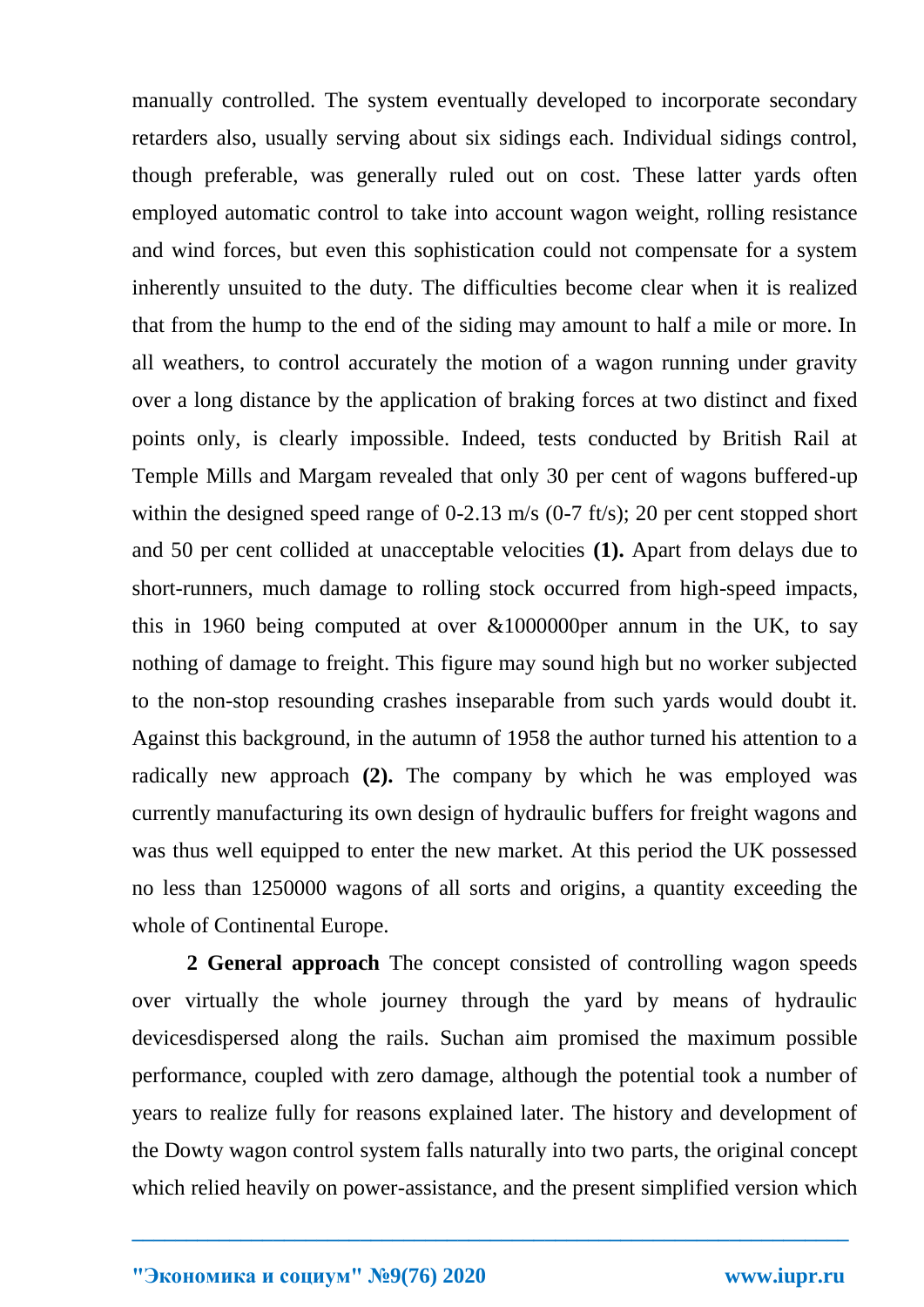manually controlled. The system eventually developed to incorporate secondary retarders also, usually serving about six sidings each. Individual sidings control, though preferable, was generally ruled out on cost. These latter yards often employed automatic control to take into account wagon weight, rolling resistance and wind forces, but even this sophistication could not compensate for a system inherently unsuited to the duty. The difficulties become clear when it is realized that from the hump to the end of the siding may amount to half a mile or more. In all weathers, to control accurately the motion of a wagon running under gravity over a long distance by the application of braking forces at two distinct and fixed points only, is clearly impossible. Indeed, tests conducted by British Rail at Temple Mills and Margam revealed that only 30 per cent of wagons buffered-up within the designed speed range of 0-2.13 m/s (0-7 ft/s); 20 per cent stopped short and 50 per cent collided at unacceptable velocities **(1).** Apart from delays due to short-runners, much damage to rolling stock occurred from high-speed impacts, this in 1960 being computed at over &1000000per annum in the UK, to say nothing of damage to freight. This figure may sound high but no worker subjected to the non-stop resounding crashes inseparable from such yards would doubt it. Against this background, in the autumn of 1958 the author turned his attention to a radically new approach **(2).** The company by which he was employed was currently manufacturing its own design of hydraulic buffers for freight wagons and was thus well equipped to enter the new market. At this period the UK possessed no less than 1250000 wagons of all sorts and origins, a quantity exceeding the whole of Continental Europe.

**2 General approach** The concept consisted of controlling wagon speeds over virtually the whole journey through the yard by means of hydraulic devicesdispersed along the rails. Suchan aim promised the maximum possible performance, coupled with zero damage, although the potential took a number of years to realize fully for reasons explained later. The history and development of the Dowty wagon control system falls naturally into two parts, the original concept which relied heavily on power-assistance, and the present simplified version which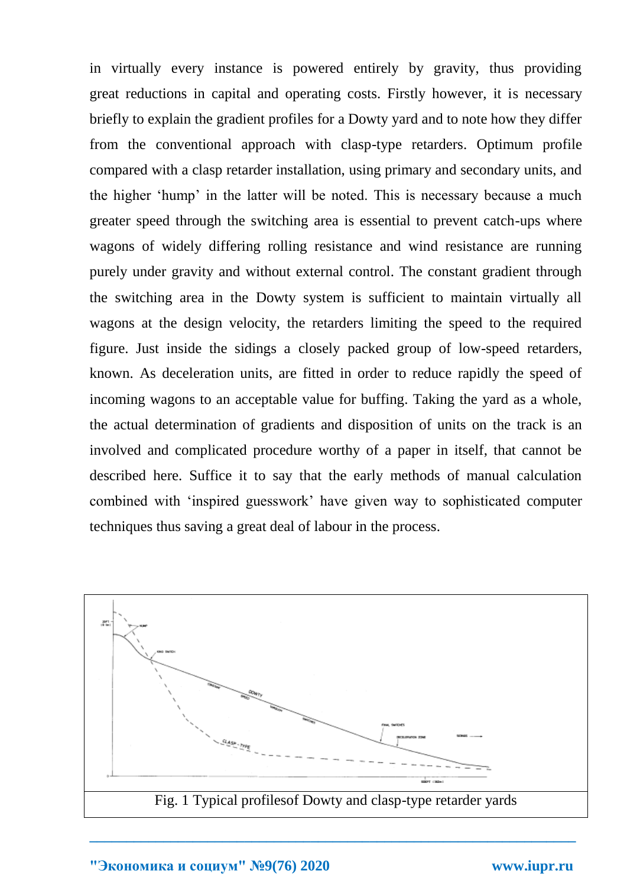in virtually every instance is powered entirely by gravity, thus providing great reductions in capital and operating costs. Firstly however, it is necessary briefly to explain the gradient profiles for a Dowty yard and to note how they differ from the conventional approach with clasp-type retarders. Optimum profile compared with a clasp retarder installation, using primary and secondary units, and the higher 'hump' in the latter will be noted. This is necessary because a much greater speed through the switching area is essential to prevent catch-ups where wagons of widely differing rolling resistance and wind resistance are running purely under gravity and without external control. The constant gradient through the switching area in the Dowty system is sufficient to maintain virtually all wagons at the design velocity, the retarders limiting the speed to the required figure. Just inside the sidings a closely packed group of low-speed retarders, known. As deceleration units, are fitted in order to reduce rapidly the speed of incoming wagons to an acceptable value for buffing. Taking the yard as a whole, the actual determination of gradients and disposition of units on the track is an involved and complicated procedure worthy of a paper in itself, that cannot be described here. Suffice it to say that the early methods of manual calculation combined with 'inspired guesswork' have given way to sophisticated computer techniques thus saving a great deal of labour in the process.

Fig. 1 Typical profilesof Dowty and clasp-type retarder yards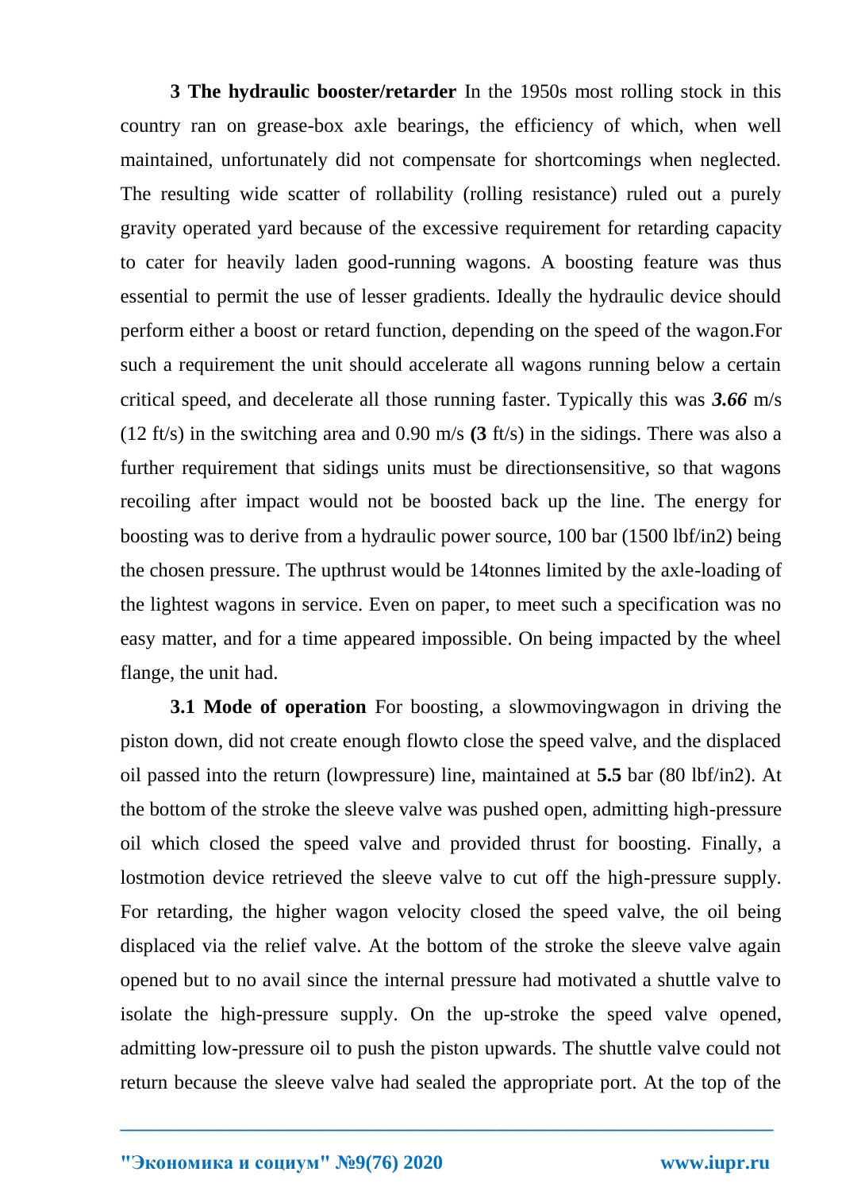**3 The hydraulic booster/retarder** In the 1950s most rolling stock in this country ran on grease-box axle bearings, the efficiency of which, when well maintained, unfortunately did not compensate for shortcomings when neglected. The resulting wide scatter of rollability (rolling resistance) ruled out a purely gravity operated yard because of the excessive requirement for retarding capacity to cater for heavily laden good-running wagons. A boosting feature was thus essential to permit the use of lesser gradients. Ideally the hydraulic device should perform either a boost or retard function, depending on the speed of the wagon.For such a requirement the unit should accelerate all wagons running below a certain critical speed, and decelerate all those running faster. Typically this was ***3.66*** m/s (12 ft/s) in the switching area and 0.90 m/s **(3** ft/s) in the sidings. There was also a further requirement that sidings units must be directionsensitive, so that wagons recoiling after impact would not be boosted back up the line. The energy for boosting was to derive from a hydraulic power source, 100 bar (1500 lbf/in2) being the chosen pressure. The upthrust would be 14tonnes limited by the axle-loading of the lightest wagons in service. Even on paper, to meet such a specification was no easy matter, and for a time appeared impossible. On being impacted by the wheel flange, the unit had.

**3.1 Mode of operation** For boosting, a slowmovingwagon in driving the piston down, did not create enough flowto close the speed valve, and the displaced oil passed into the return (lowpressure) line, maintained at **5.5** bar (80 lbf/in2). At the bottom of the stroke the sleeve valve was pushed open, admitting high-pressure oil which closed the speed valve and provided thrust for boosting. Finally, a lostmotion device retrieved the sleeve valve to cut off the high-pressure supply. For retarding, the higher wagon velocity closed the speed valve, the oil being displaced via the relief valve. At the bottom of the stroke the sleeve valve again opened but to no avail since the internal pressure had motivated a shuttle valve to isolate the high-pressure supply. On the up-stroke the speed valve opened, admitting low-pressure oil to push the piston upwards. The shuttle valve could not return because the sleeve valve had sealed the appropriate port. At the top of the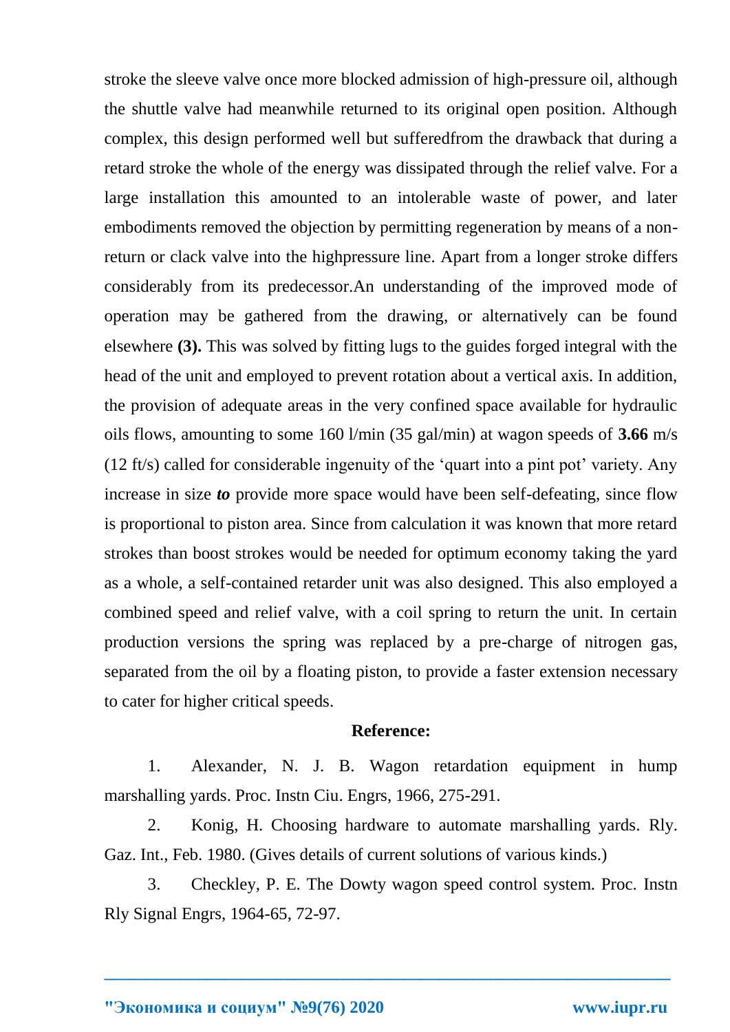stroke the sleeve valve once more blocked admission of high-pressure oil, although the shuttle valve had meanwhile returned to its original open position. Although complex, this design performed well but sufferedfrom the drawback that during a retard stroke the whole of the energy was dissipated through the relief valve. For a large installation this amounted to an intolerable waste of power, and later embodiments removed the objection by permitting regeneration by means of a non-return or clack valve into the highpressure line. Apart from a longer stroke differs considerably from its predecessor.An understanding of the improved mode of operation may be gathered from the drawing, or alternatively can be found elsewhere **(3).** This was solved by fitting lugs to the guides forged integral with the head of the unit and employed to prevent rotation about a vertical axis. In addition, the provision of adequate areas in the very confined space available for hydraulic oils flows, amounting to some 160 l/min (35 gal/min) at wagon speeds of **3.66** m/s (12 ft/s) called for considerable ingenuity of the 'quart into a pint pot' variety. Any increase in size ***to*** provide more space would have been self-defeating, since flow is proportional to piston area. Since from calculation it was known that more retard strokes than boost strokes would be needed for optimum economy taking the yard as a whole, a self-contained retarder unit was also designed. This also employed a combined speed and relief valve, with a coil spring to return the unit. In certain production versions the spring was replaced by a pre-charge of nitrogen gas, separated from the oil by a floating piston, to provide a faster extension necessary to cater for higher critical speeds.

**Reference:**

1. Alexander, N. J. B. Wagon retardation equipment in hump marshalling yards. Proc. Instn Ciu. Engrs, 1966, 275-291.
2. Konig, H. Choosing hardware to automate marshalling yards. Rly. Gaz. Int., Feb. 1980. (Gives details of current solutions of various kinds.)
3. Checkley, P. E. The Dowty wagon speed control system. Proc. Instn Rly Signal Engrs, 1964-65, 72-97.